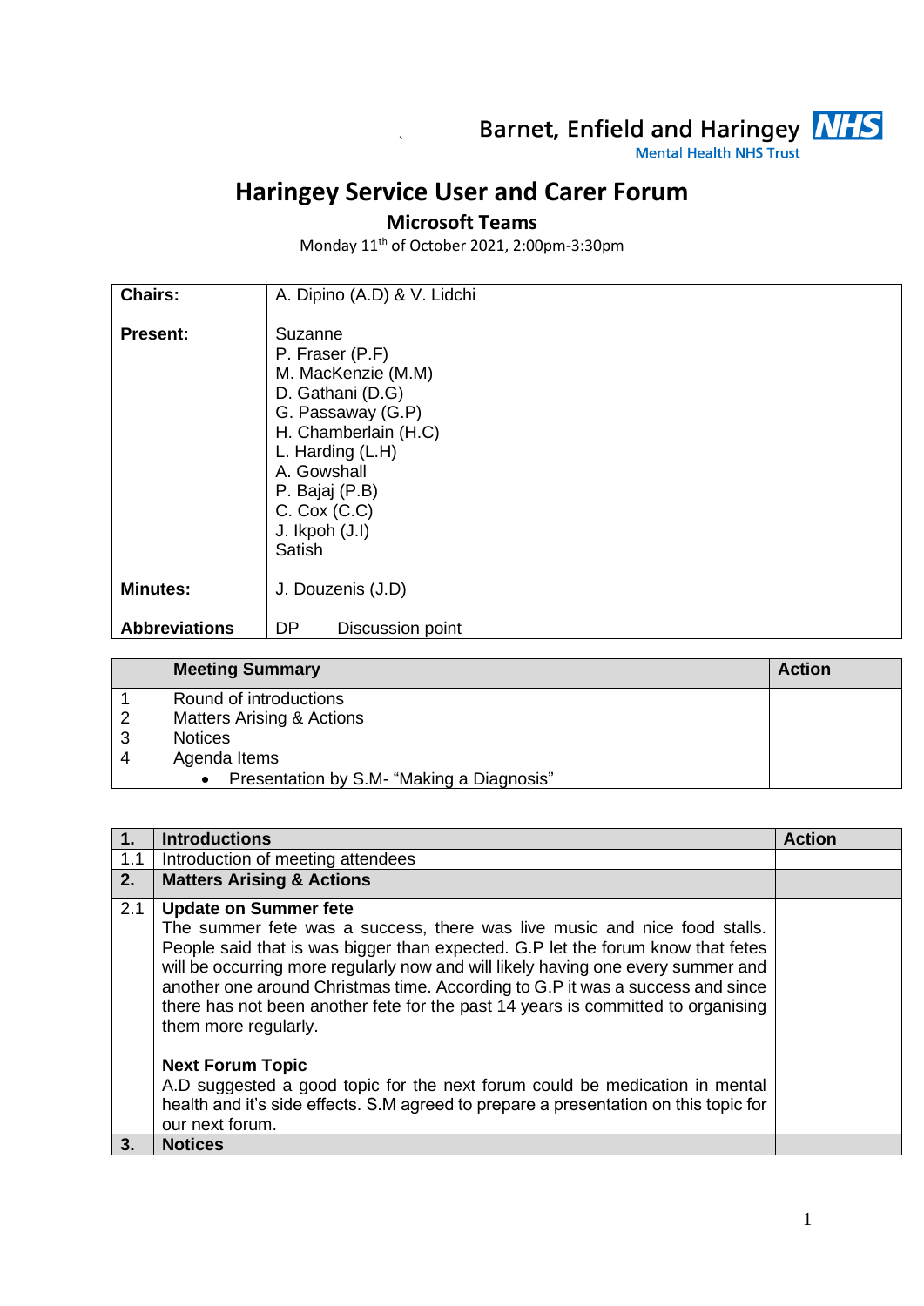Barnet, Enfield and Haringey NHS
Mental Health NHS Trust

# Haringey Service User and Carer Forum

## Microsoft Teams

Monday 11th of October 2021, 2:00pm-3:30pm

| | |
|---|---|
| **Chairs:** | A. Dipino (A.D) & V. Lidchi |
| **Present:** | Suzanne<br>P. Fraser (P.F)<br>M. MacKenzie (M.M)<br>D. Gathani (D.G)<br>G. Passaway (G.P)<br>H. Chamberlain (H.C)<br>L. Harding (L.H)<br>A. Gowshall<br>P. Bajaj (P.B)<br>C. Cox (C.C)<br>J. Ikpoh (J.I)<br>Satish |
| **Minutes:** | J. Douzenis (J.D) |
| **Abbreviations** | DP Discussion point |

| | **Meeting Summary** | **Action** |
|---|---|---|
| 1<br>2<br>3<br>4 | Round of introductions<br>Matters Arising & Actions<br>Notices<br>Agenda Items<br>• Presentation by S.M- "Making a Diagnosis" | |

| **1.** | **Introductions** | **Action** |
|---|---|---|
| 1.1 | Introduction of meeting attendees | |
| **2.** | **Matters Arising & Actions** | |
| 2.1 | **Update on Summer fete**<br>The summer fete was a success, there was live music and nice food stalls. People said that is was bigger than expected. G.P let the forum know that fetes will be occurring more regularly now and will likely having one every summer and another one around Christmas time. According to G.P it was a success and since there has not been another fete for the past 14 years is committed to organising them more regularly.<br><br>**Next Forum Topic**<br>A.D suggested a good topic for the next forum could be medication in mental health and it's side effects. S.M agreed to prepare a presentation on this topic for our next forum. | |
| **3.** | **Notices** | |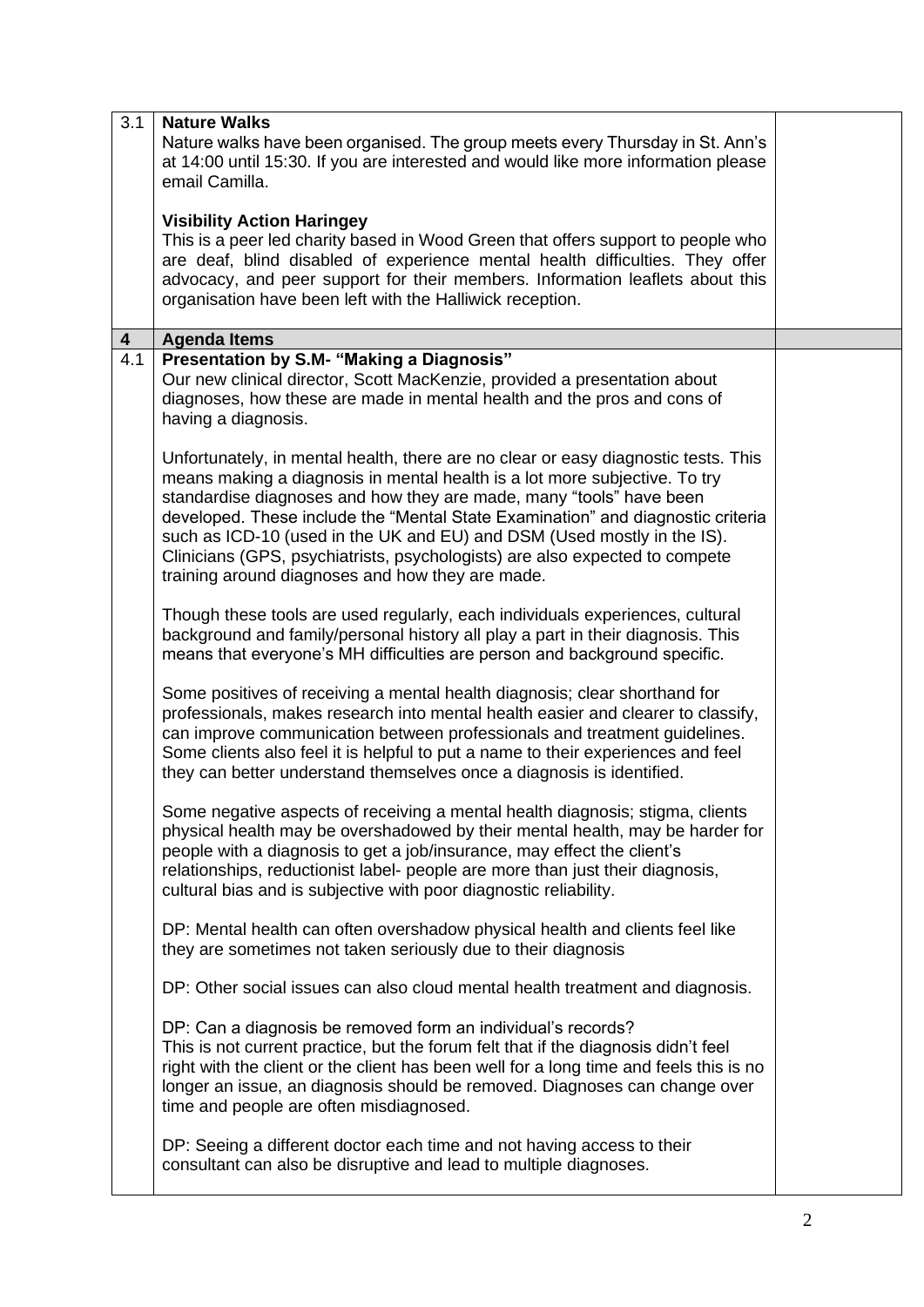| | | |
|---|---|---|
| 3.1 | **Nature Walks**<br>Nature walks have been organised. The group meets every Thursday in St. Ann's at 14:00 until 15:30. If you are interested and would like more information please email Camilla.<br><br>**Visibility Action Haringey**<br>This is a peer led charity based in Wood Green that offers support to people who are deaf, blind disabled of experience mental health difficulties. They offer advocacy, and peer support for their members. Information leaflets about this organisation have been left with the Halliwick reception. | |
| **4** | **Agenda Items** | |
| 4.1 | **Presentation by S.M- "Making a Diagnosis"**<br>Our new clinical director, Scott MacKenzie, provided a presentation about diagnoses, how these are made in mental health and the pros and cons of having a diagnosis.<br><br>Unfortunately, in mental health, there are no clear or easy diagnostic tests. This means making a diagnosis in mental health is a lot more subjective. To try standardise diagnoses and how they are made, many "tools" have been developed. These include the "Mental State Examination" and diagnostic criteria such as ICD-10 (used in the UK and EU) and DSM (Used mostly in the IS). Clinicians (GPS, psychiatrists, psychologists) are also expected to compete training around diagnoses and how they are made.<br><br>Though these tools are used regularly, each individuals experiences, cultural background and family/personal history all play a part in their diagnosis. This means that everyone's MH difficulties are person and background specific.<br><br>Some positives of receiving a mental health diagnosis; clear shorthand for professionals, makes research into mental health easier and clearer to classify, can improve communication between professionals and treatment guidelines. Some clients also feel it is helpful to put a name to their experiences and feel they can better understand themselves once a diagnosis is identified.<br><br>Some negative aspects of receiving a mental health diagnosis; stigma, clients physical health may be overshadowed by their mental health, may be harder for people with a diagnosis to get a job/insurance, may effect the client's relationships, reductionist label- people are more than just their diagnosis, cultural bias and is subjective with poor diagnostic reliability.<br><br>DP: Mental health can often overshadow physical health and clients feel like they are sometimes not taken seriously due to their diagnosis<br><br>DP: Other social issues can also cloud mental health treatment and diagnosis.<br><br>DP: Can a diagnosis be removed form an individual's records?<br>This is not current practice, but the forum felt that if the diagnosis didn't feel right with the client or the client has been well for a long time and feels this is no longer an issue, an diagnosis should be removed. Diagnoses can change over time and people are often misdiagnosed.<br><br>DP: Seeing a different doctor each time and not having access to their consultant can also be disruptive and lead to multiple diagnoses. | |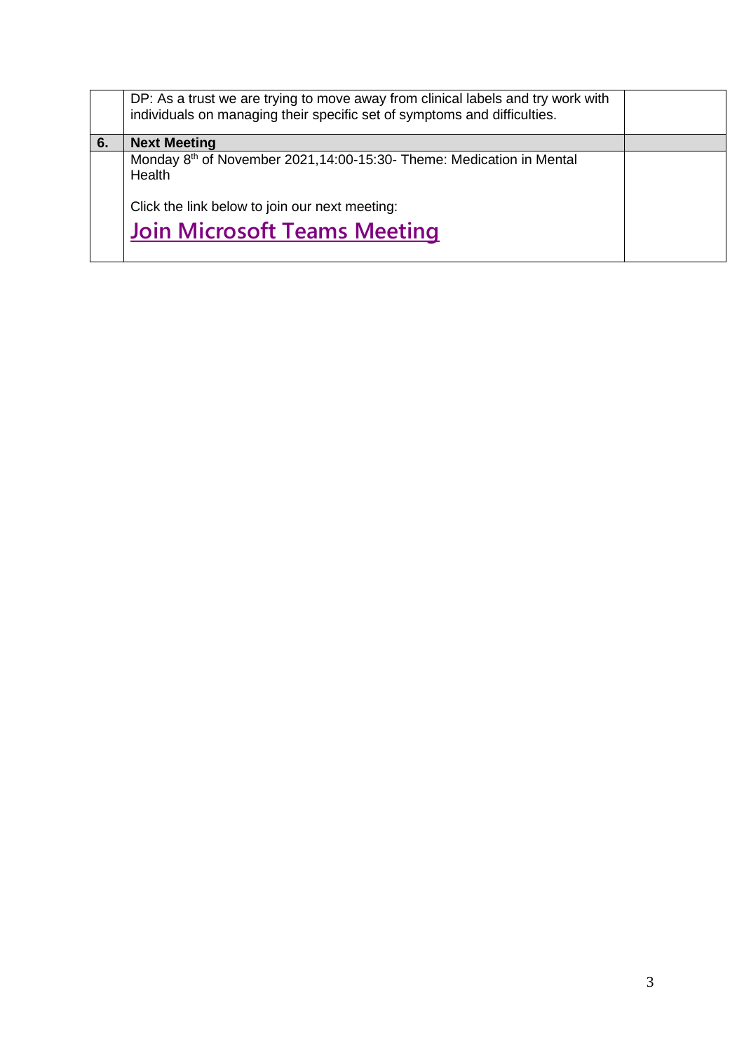| | | |
|---|---|---|
| | DP: As a trust we are trying to move away from clinical labels and try work with individuals on managing their specific set of symptoms and difficulties. | |
| **6.** | **Next Meeting** | |
| | Monday 8th of November 2021,14:00-15:30- Theme: Medication in Mental Health<br><br>Click the link below to join our next meeting:<br>**Join Microsoft Teams Meeting** | |